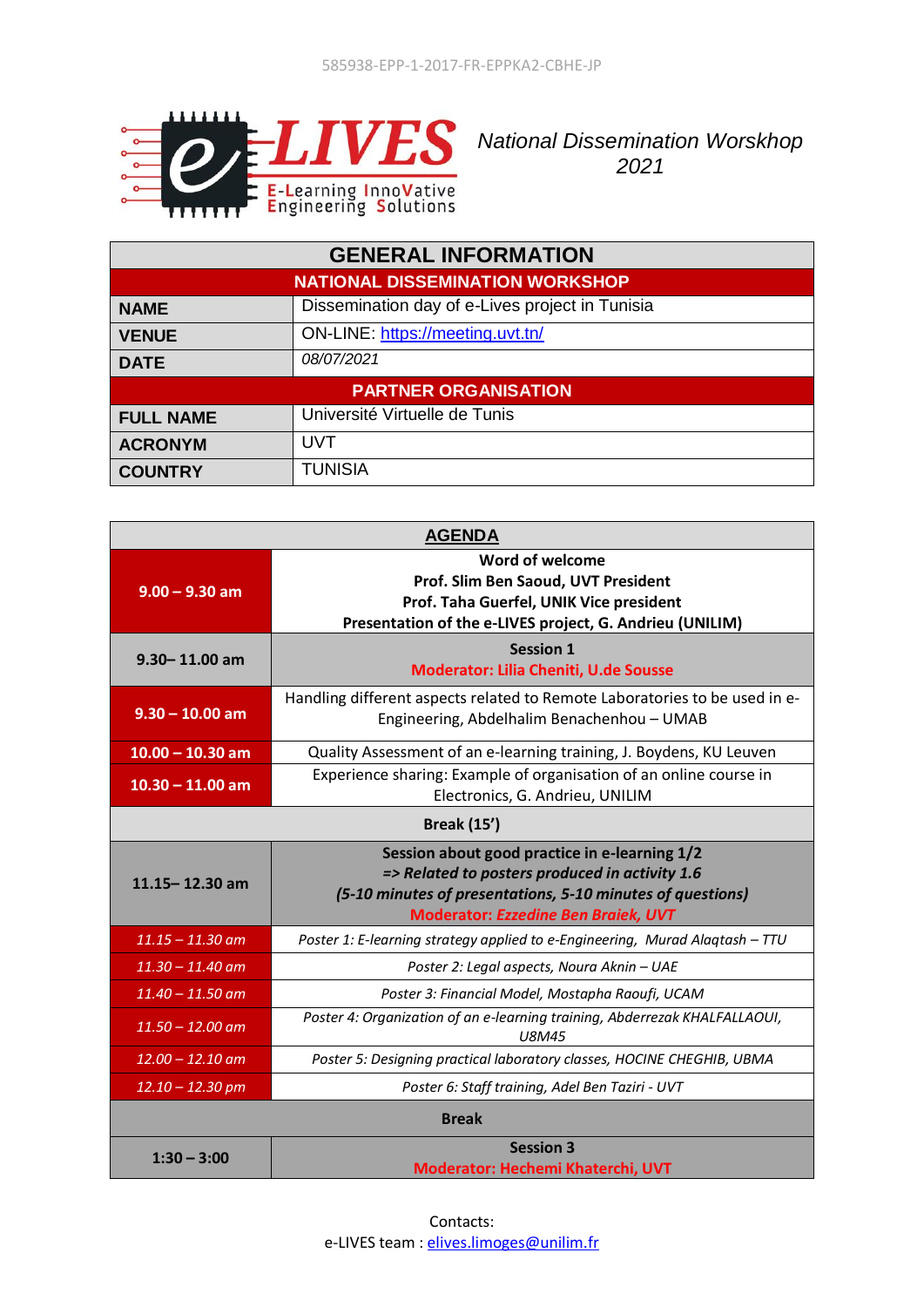585938-EPP-1-2017-FR-EPPKA2-CBHE-JP

e-LIVES — E-Learning InnoVative Engineering Solutions

*National Dissemination Worskhop 2021*

| GENERAL INFORMATION | |
|---|---|
| **NATIONAL DISSEMINATION WORKSHOP** | |
| **NAME** | Dissemination day of e-Lives project in Tunisia |
| **VENUE** | ON-LINE: https://meeting.uvt.tn/ |
| **DATE** | *08/07/2021* |
| **PARTNER ORGANISATION** | |
| **FULL NAME** | Université Virtuelle de Tunis |
| **ACRONYM** | UVT |
| **COUNTRY** | TUNISIA |

| AGENDA | |
|---|---|
| **9.00 – 9.30 am** | **Word of welcome**<br>**Prof. Slim Ben Saoud, UVT President**<br>**Prof. Taha Guerfel, UNIK Vice president**<br>**Presentation of the e-LIVES project, G. Andrieu (UNILIM)** |
| **9.30– 11.00 am** | **Session 1**<br>**Moderator: Lilia Cheniti, U.de Sousse** |
| **9.30 – 10.00 am** | Handling different aspects related to Remote Laboratories to be used in e-Engineering, Abdelhalim Benachenhou – UMAB |
| **10.00 – 10.30 am** | Quality Assessment of an e-learning training, J. Boydens, KU Leuven |
| **10.30 – 11.00 am** | Experience sharing: Example of organisation of an online course in Electronics, G. Andrieu, UNILIM |
| **Break (15')** | |
| **11.15– 12.30 am** | **Session about good practice in e-learning 1/2**<br>***=> Related to posters produced in activity 1.6***<br>***(5-10 minutes of presentations, 5-10 minutes of questions)***<br>**Moderator: *Ezzedine Ben Braiek, UVT*** |
| *11.15 – 11.30 am* | *Poster 1: E-learning strategy applied to e-Engineering, Murad Alaqtash – TTU* |
| *11.30 – 11.40 am* | *Poster 2: Legal aspects, Noura Aknin – UAE* |
| *11.40 – 11.50 am* | *Poster 3: Financial Model, Mostapha Raoufi, UCAM* |
| *11.50 – 12.00 am* | *Poster 4: Organization of an e-learning training, Abderrezak KHALFALLAOUI, U8M45* |
| *12.00 – 12.10 am* | *Poster 5: Designing practical laboratory classes, HOCINE CHEGHIB, UBMA* |
| *12.10 – 12.30 pm* | *Poster 6: Staff training, Adel Ben Taziri - UVT* |
| **Break** | |
| **1:30 – 3:00** | **Session 3**<br>**Moderator: Hechemi Khaterchi, UVT** |

Contacts:
e-LIVES team : elives.limoges@unilim.fr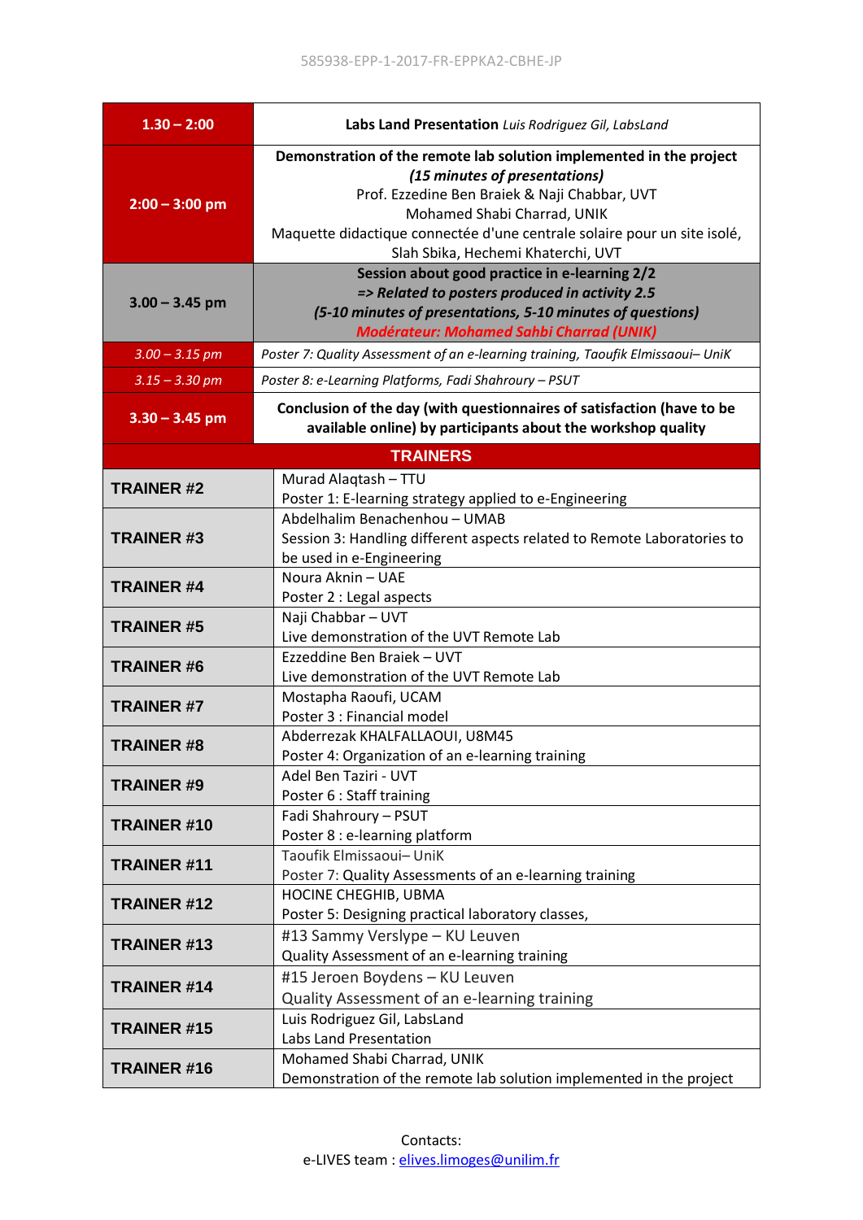| | |
|---|---|
| **1.30 – 2:00** | **Labs Land Presentation** *Luis Rodriguez Gil, LabsLand* |
| **2:00 – 3:00 pm** | **Demonstration of the remote lab solution implemented in the project** ***(15 minutes of presentations)*** Prof. Ezzedine Ben Braiek & Naji Chabbar, UVT Mohamed Shabi Charrad, UNIK Maquette didactique connectée d'une centrale solaire pour un site isolé, Slah Sbika, Hechemi Khaterchi, UVT |
| **3.00 – 3.45 pm** | **Session about good practice in e-learning 2/2** ***=> Related to posters produced in activity 2.5*** ***(5-10 minutes of presentations, 5-10 minutes of questions)*** ***Modérateur: Mohamed Sahbi Charrad (UNIK)*** |
| *3.00 – 3.15 pm* | *Poster 7: Quality Assessment of an e-learning training, Taoufik Elmissaoui– UniK* |
| *3.15 – 3.30 pm* | *Poster 8: e-Learning Platforms, Fadi Shahroury – PSUT* |
| **3.30 – 3.45 pm** | **Conclusion of the day (with questionnaires of satisfaction (have to be available online) by participants about the workshop quality** |

## TRAINERS

| | |
|---|---|
| **TRAINER #2** | Murad Alaqtash – TTU<br>Poster 1: E-learning strategy applied to e-Engineering |
| **TRAINER #3** | Abdelhalim Benachenhou – UMAB<br>Session 3: Handling different aspects related to Remote Laboratories to be used in e-Engineering |
| **TRAINER #4** | Noura Aknin – UAE<br>Poster 2 : Legal aspects |
| **TRAINER #5** | Naji Chabbar – UVT<br>Live demonstration of the UVT Remote Lab |
| **TRAINER #6** | Ezzeddine Ben Braiek – UVT<br>Live demonstration of the UVT Remote Lab |
| **TRAINER #7** | Mostapha Raoufi, UCAM<br>Poster 3 : Financial model |
| **TRAINER #8** | Abderrezak KHALFALLAOUI, U8M45<br>Poster 4: Organization of an e-learning training |
| **TRAINER #9** | Adel Ben Taziri - UVT<br>Poster 6 : Staff training |
| **TRAINER #10** | Fadi Shahroury – PSUT<br>Poster 8 : e-learning platform |
| **TRAINER #11** | Taoufik Elmissaoui– UniK<br>Poster 7: Quality Assessments of an e-learning training |
| **TRAINER #12** | HOCINE CHEGHIB, UBMA<br>Poster 5: Designing practical laboratory classes, |
| **TRAINER #13** | #13 Sammy Verslype – KU Leuven<br>Quality Assessment of an e-learning training |
| **TRAINER #14** | #15 Jeroen Boydens – KU Leuven<br>Quality Assessment of an e-learning training |
| **TRAINER #15** | Luis Rodriguez Gil, LabsLand<br>Labs Land Presentation |
| **TRAINER #16** | Mohamed Shabi Charrad, UNIK<br>Demonstration of the remote lab solution implemented in the project |

Contacts:
e-LIVES team : elives.limoges@unilim.fr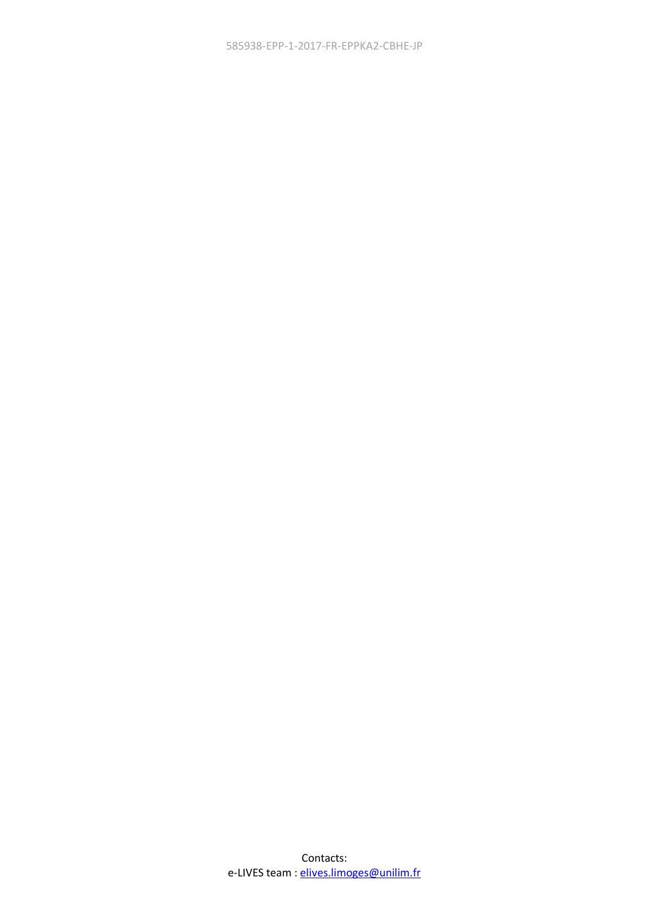Contacts:
e-LIVES team : [elives.limoges@unilim.fr](mailto:elives.limoges@unilim.fr)